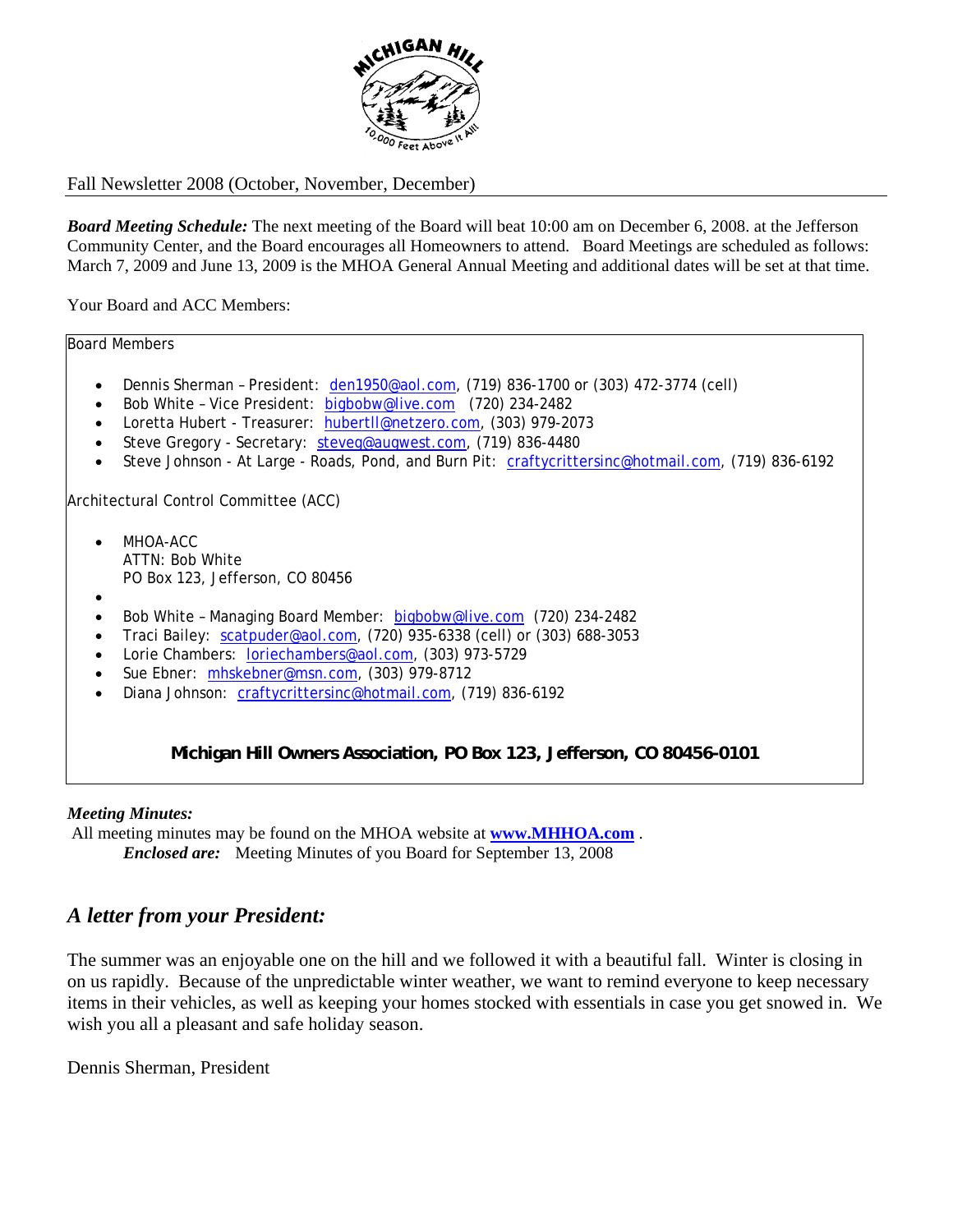Fall Newsletter 2008 (October, November, December)

***Board Meeting Schedule:*** The next meeting of the Board will beat 10:00 am on December 6, 2008. at the Jefferson Community Center, and the Board encourages all Homeowners to attend. Board Meetings are scheduled as follows: March 7, 2009 and June 13, 2009 is the MHOA General Annual Meeting and additional dates will be set at that time.

Your Board and ACC Members:

Board Members

- Dennis Sherman – President: den1950@aol.com, (719) 836-1700 or (303) 472-3774 (cell)
- Bob White – Vice President: bigbobw@live.com (720) 234-2482
- Loretta Hubert - Treasurer: hubertll@netzero.com, (303) 979-2073
- Steve Gregory - Secretary: steveg@augwest.com, (719) 836-4480
- Steve Johnson - At Large - Roads, Pond, and Burn Pit: craftycrittersinc@hotmail.com, (719) 836-6192

Architectural Control Committee (ACC)

- MHOA-ACC
  ATTN: Bob White
  PO Box 123, Jefferson, CO 80456
- Bob White – Managing Board Member: bigbobw@live.com (720) 234-2482
- Traci Bailey: scatpuder@aol.com, (720) 935-6338 (cell) or (303) 688-3053
- Lorie Chambers: loriechambers@aol.com, (303) 973-5729
- Sue Ebner: mhskebner@msn.com, (303) 979-8712
- Diana Johnson: craftycrittersinc@hotmail.com, (719) 836-6192

**Michigan Hill Owners Association, PO Box 123, Jefferson, CO 80456-0101**

***Meeting Minutes:***

All meeting minutes may be found on the MHOA website at **www.MHHOA.com** .

***Enclosed are:*** Meeting Minutes of you Board for September 13, 2008

## *A letter from your President:*

The summer was an enjoyable one on the hill and we followed it with a beautiful fall. Winter is closing in on us rapidly. Because of the unpredictable winter weather, we want to remind everyone to keep necessary items in their vehicles, as well as keeping your homes stocked with essentials in case you get snowed in. We wish you all a pleasant and safe holiday season.

Dennis Sherman, President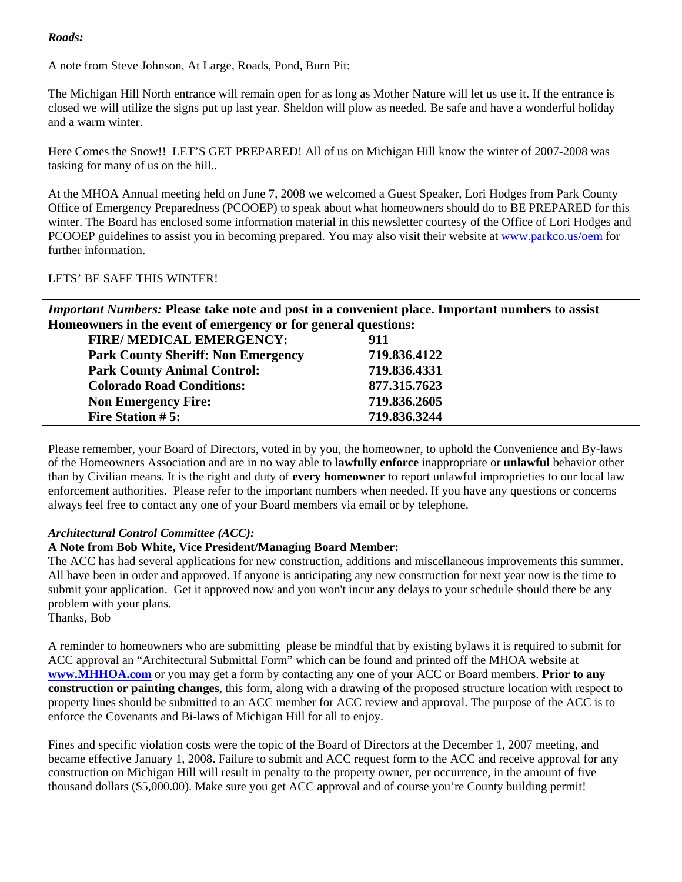***Roads:***

A note from Steve Johnson, At Large, Roads, Pond, Burn Pit:

The Michigan Hill North entrance will remain open for as long as Mother Nature will let us use it. If the entrance is closed we will utilize the signs put up last year. Sheldon will plow as needed. Be safe and have a wonderful holiday and a warm winter.

Here Comes the Snow!! LET'S GET PREPARED! All of us on Michigan Hill know the winter of 2007-2008 was tasking for many of us on the hill..

At the MHOA Annual meeting held on June 7, 2008 we welcomed a Guest Speaker, Lori Hodges from Park County Office of Emergency Preparedness (PCOOEP) to speak about what homeowners should do to BE PREPARED for this winter. The Board has enclosed some information material in this newsletter courtesy of the Office of Lori Hodges and PCOOEP guidelines to assist you in becoming prepared. You may also visit their website at www.parkco.us/oem for further information.

LETS' BE SAFE THIS WINTER!

***Important Numbers:*** **Please take note and post in a convenient place. Important numbers to assist Homeowners in the event of emergency or for general questions:**

| | |
|---|---|
| **FIRE/ MEDICAL EMERGENCY:** | **911** |
| **Park County Sheriff: Non Emergency** | **719.836.4122** |
| **Park County Animal Control:** | **719.836.4331** |
| **Colorado Road Conditions:** | **877.315.7623** |
| **Non Emergency Fire:** | **719.836.2605** |
| **Fire Station # 5:** | **719.836.3244** |

Please remember, your Board of Directors, voted in by you, the homeowner, to uphold the Convenience and By-laws of the Homeowners Association and are in no way able to **lawfully enforce** inappropriate or **unlawful** behavior other than by Civilian means. It is the right and duty of **every homeowner** to report unlawful improprieties to our local law enforcement authorities. Please refer to the important numbers when needed. If you have any questions or concerns always feel free to contact any one of your Board members via email or by telephone.

***Architectural Control Committee (ACC):***

**A Note from Bob White, Vice President/Managing Board Member:**

The ACC has had several applications for new construction, additions and miscellaneous improvements this summer. All have been in order and approved. If anyone is anticipating any new construction for next year now is the time to submit your application. Get it approved now and you won't incur any delays to your schedule should there be any problem with your plans.

Thanks, Bob

A reminder to homeowners who are submitting please be mindful that by existing bylaws it is required to submit for ACC approval an "Architectural Submittal Form" which can be found and printed off the MHOA website at **www.MHHOA.com** or you may get a form by contacting any one of your ACC or Board members. **Prior to any construction or painting changes**, this form, along with a drawing of the proposed structure location with respect to property lines should be submitted to an ACC member for ACC review and approval. The purpose of the ACC is to enforce the Covenants and Bi-laws of Michigan Hill for all to enjoy.

Fines and specific violation costs were the topic of the Board of Directors at the December 1, 2007 meeting, and became effective January 1, 2008. Failure to submit and ACC request form to the ACC and receive approval for any construction on Michigan Hill will result in penalty to the property owner, per occurrence, in the amount of five thousand dollars ($5,000.00). Make sure you get ACC approval and of course you're County building permit!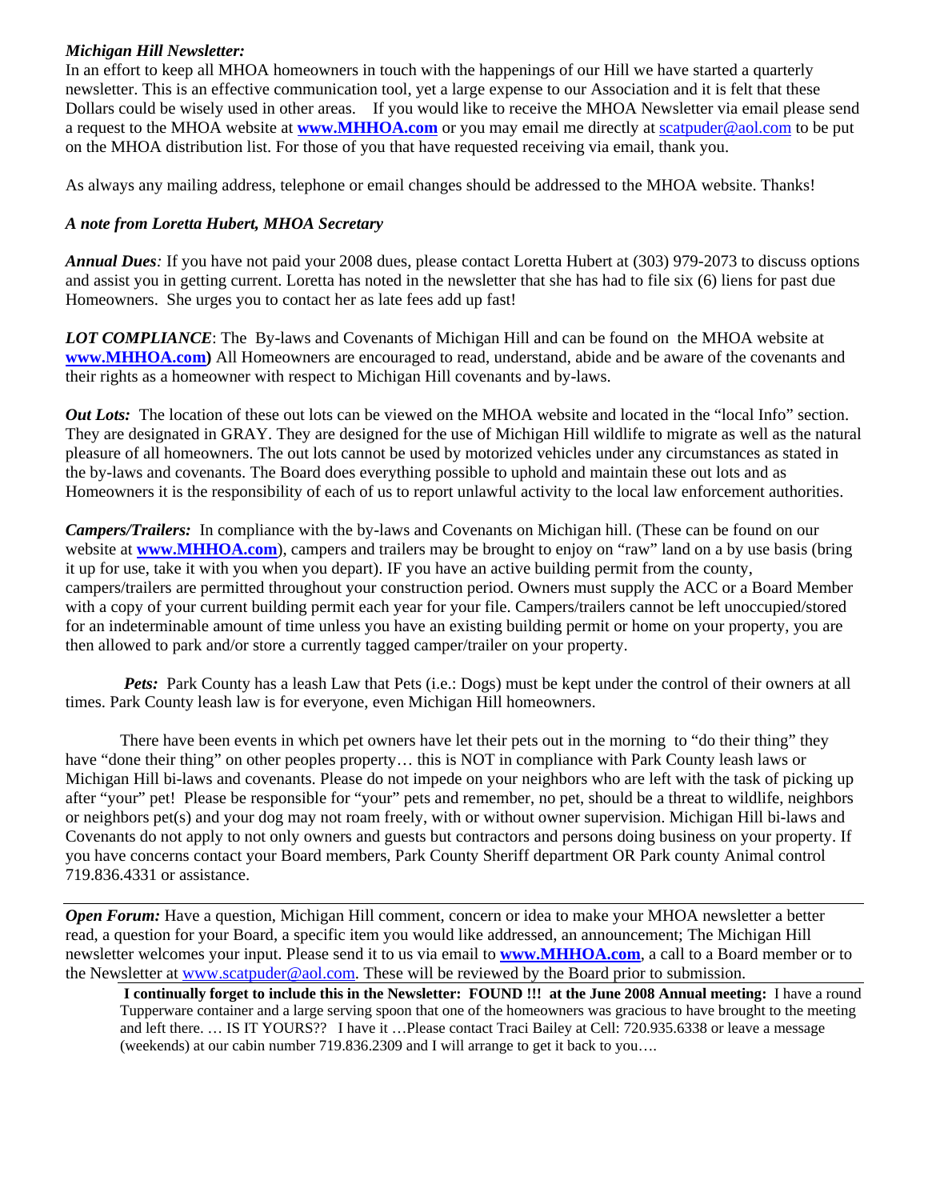***Michigan Hill Newsletter:***

In an effort to keep all MHOA homeowners in touch with the happenings of our Hill we have started a quarterly newsletter. This is an effective communication tool, yet a large expense to our Association and it is felt that these Dollars could be wisely used in other areas. If you would like to receive the MHOA Newsletter via email please send a request to the MHOA website at **www.MHHOA.com** or you may email me directly at scatpuder@aol.com to be put on the MHOA distribution list. For those of you that have requested receiving via email, thank you.

As always any mailing address, telephone or email changes should be addressed to the MHOA website. Thanks!

***A note from Loretta Hubert, MHOA Secretary***

***Annual Dues****:* If you have not paid your 2008 dues, please contact Loretta Hubert at (303) 979-2073 to discuss options and assist you in getting current. Loretta has noted in the newsletter that she has had to file six (6) liens for past due Homeowners. She urges you to contact her as late fees add up fast!

***LOT COMPLIANCE***: The By-laws and Covenants of Michigan Hill and can be found on the MHOA website at **www.MHHOA.com)** All Homeowners are encouraged to read, understand, abide and be aware of the covenants and their rights as a homeowner with respect to Michigan Hill covenants and by-laws.

***Out Lots:*** The location of these out lots can be viewed on the MHOA website and located in the "local Info" section. They are designated in GRAY. They are designed for the use of Michigan Hill wildlife to migrate as well as the natural pleasure of all homeowners. The out lots cannot be used by motorized vehicles under any circumstances as stated in the by-laws and covenants. The Board does everything possible to uphold and maintain these out lots and as Homeowners it is the responsibility of each of us to report unlawful activity to the local law enforcement authorities.

***Campers/Trailers:*** In compliance with the by-laws and Covenants on Michigan hill. (These can be found on our website at **www.MHHOA.com**), campers and trailers may be brought to enjoy on "raw" land on a by use basis (bring it up for use, take it with you when you depart). IF you have an active building permit from the county, campers/trailers are permitted throughout your construction period. Owners must supply the ACC or a Board Member with a copy of your current building permit each year for your file. Campers/trailers cannot be left unoccupied/stored for an indeterminable amount of time unless you have an existing building permit or home on your property, you are then allowed to park and/or store a currently tagged camper/trailer on your property.

***Pets:*** Park County has a leash Law that Pets (i.e.: Dogs) must be kept under the control of their owners at all times. Park County leash law is for everyone, even Michigan Hill homeowners.

There have been events in which pet owners have let their pets out in the morning to "do their thing" they have "done their thing" on other peoples property… this is NOT in compliance with Park County leash laws or Michigan Hill bi-laws and covenants. Please do not impede on your neighbors who are left with the task of picking up after "your" pet! Please be responsible for "your" pets and remember, no pet, should be a threat to wildlife, neighbors or neighbors pet(s) and your dog may not roam freely, with or without owner supervision. Michigan Hill bi-laws and Covenants do not apply to not only owners and guests but contractors and persons doing business on your property. If you have concerns contact your Board members, Park County Sheriff department OR Park county Animal control 719.836.4331 or assistance.

---

***Open Forum:*** Have a question, Michigan Hill comment, concern or idea to make your MHOA newsletter a better read, a question for your Board, a specific item you would like addressed, an announcement; The Michigan Hill newsletter welcomes your input. Please send it to us via email to **www.MHHOA.com**, a call to a Board member or to the Newsletter at www.scatpuder@aol.com. These will be reviewed by the Board prior to submission.

---

**I continually forget to include this in the Newsletter: FOUND !!! at the June 2008 Annual meeting:** I have a round Tupperware container and a large serving spoon that one of the homeowners was gracious to have brought to the meeting and left there. … IS IT YOURS?? I have it …Please contact Traci Bailey at Cell: 720.935.6338 or leave a message (weekends) at our cabin number 719.836.2309 and I will arrange to get it back to you….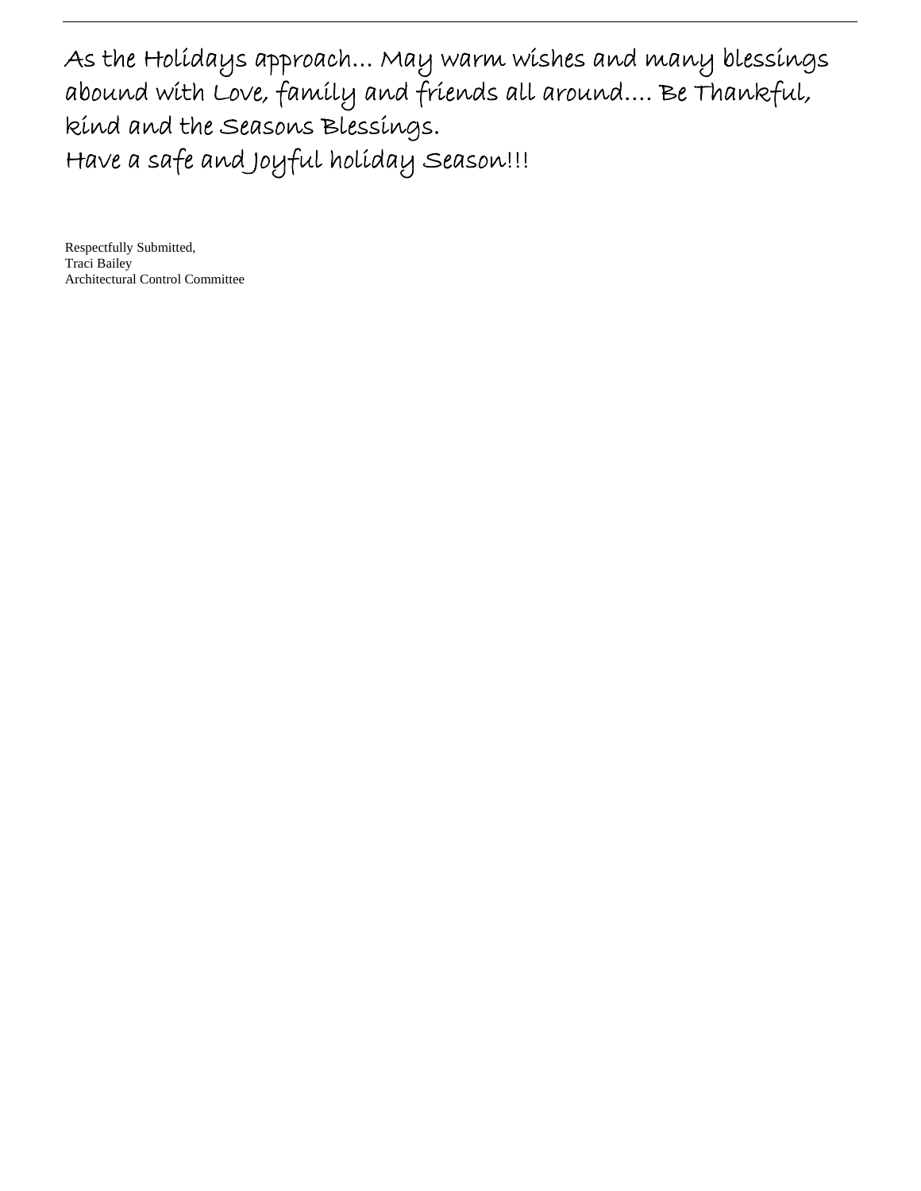As the Holidays approach… May warm wishes and many blessings abound with Love, family and friends all around…. Be Thankful, kind and the Seasons Blessings.
Have a safe and Joyful holiday Season!!!

Respectfully Submitted,
Traci Bailey
Architectural Control Committee